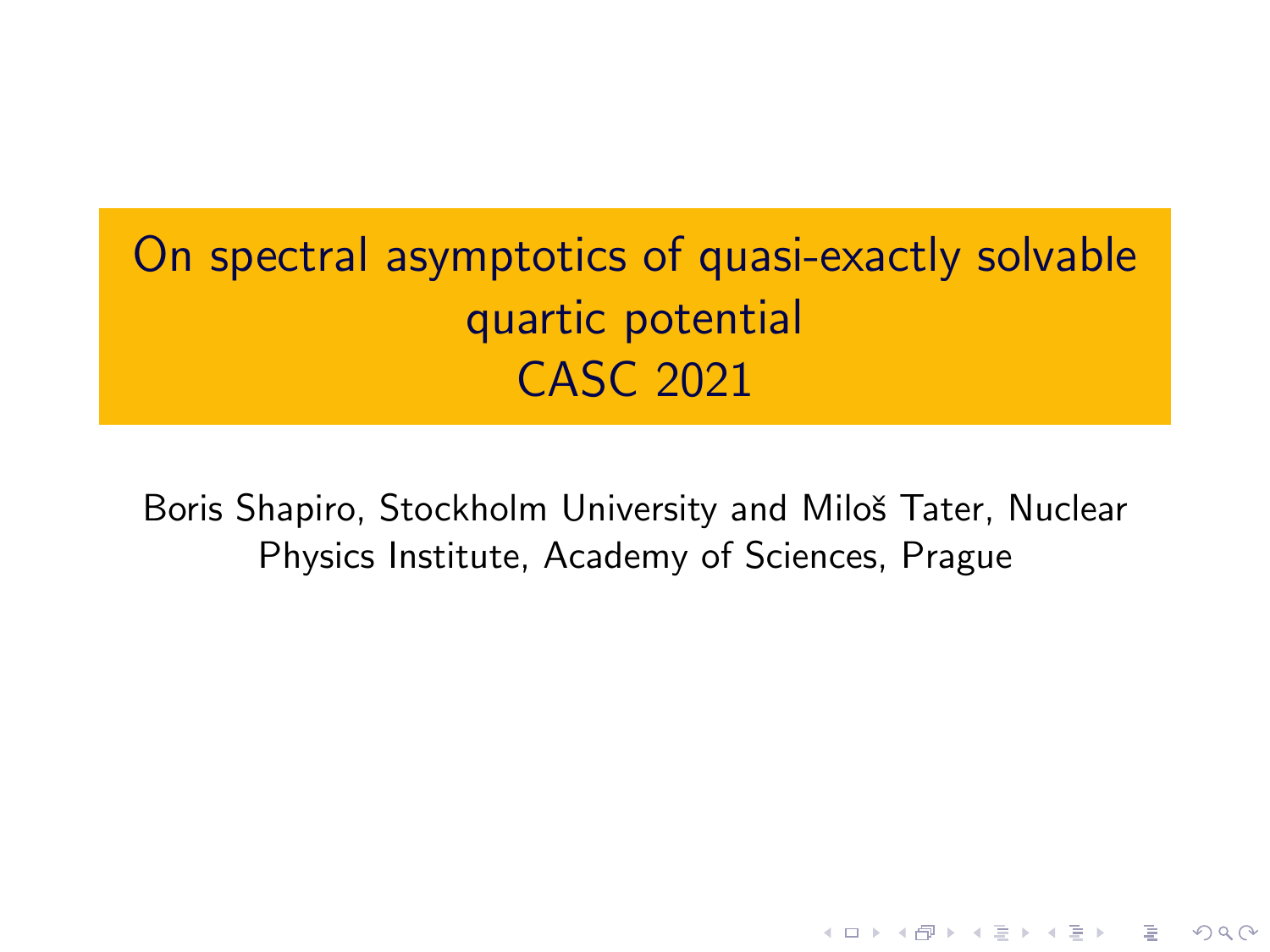# On spectral asymptotics of quasi-exactly solvable quartic potential
# CASC 2021

Boris Shapiro, Stockholm University and Miloš Tater, Nuclear Physics Institute, Academy of Sciences, Prague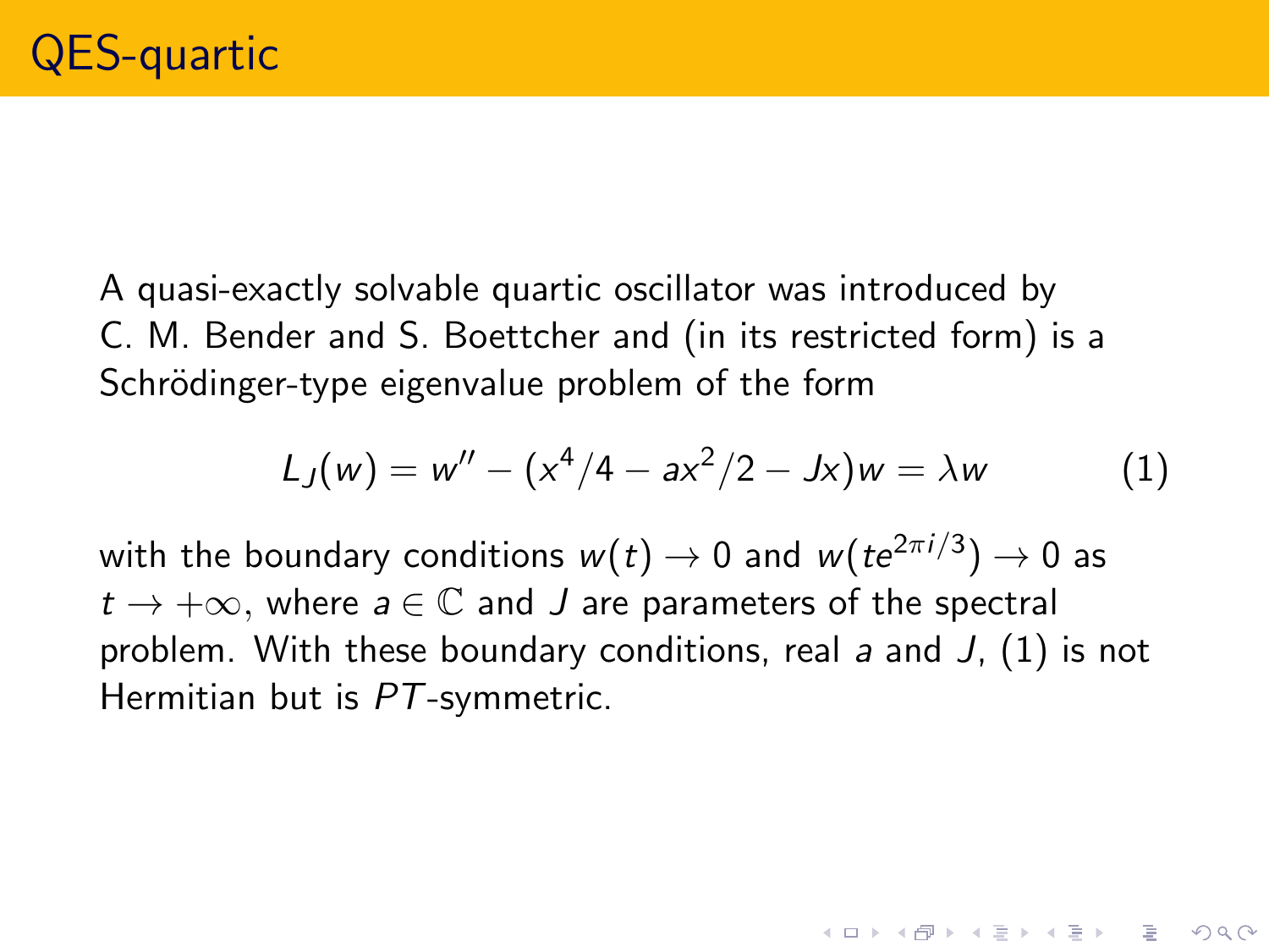# QES-quartic

A quasi-exactly solvable quartic oscillator was introduced by C. M. Bender and S. Boettcher and (in its restricted form) is a Schrödinger-type eigenvalue problem of the form

$$L_J(w) = w'' - (x^4/4 - ax^2/2 - Jx)w = \lambda w \tag{1}$$

with the boundary conditions $w(t) \to 0$ and $w(te^{2\pi i/3}) \to 0$ as $t \to +\infty$, where $a \in \mathbb{C}$ and $J$ are parameters of the spectral problem. With these boundary conditions, real $a$ and $J$, (1) is not Hermitian but is $PT$-symmetric.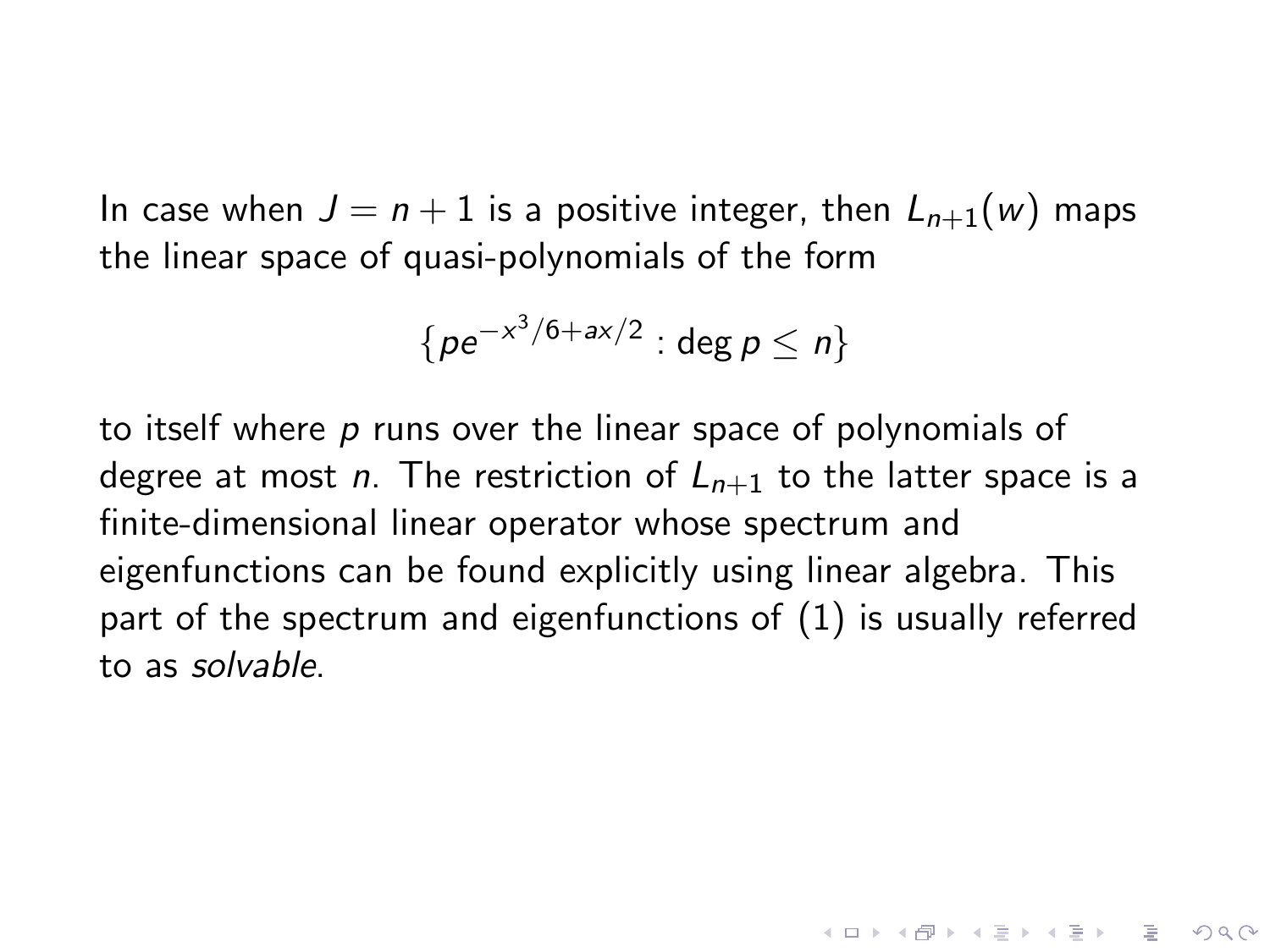In case when $J = n + 1$ is a positive integer, then $L_{n+1}(w)$ maps the linear space of quasi-polynomials of the form

$$\{pe^{-x^3/6+ax/2} : \deg p \leq n\}$$

to itself where $p$ runs over the linear space of polynomials of degree at most $n$. The restriction of $L_{n+1}$ to the latter space is a finite-dimensional linear operator whose spectrum and eigenfunctions can be found explicitly using linear algebra. This part of the spectrum and eigenfunctions of (1) is usually referred to as *solvable*.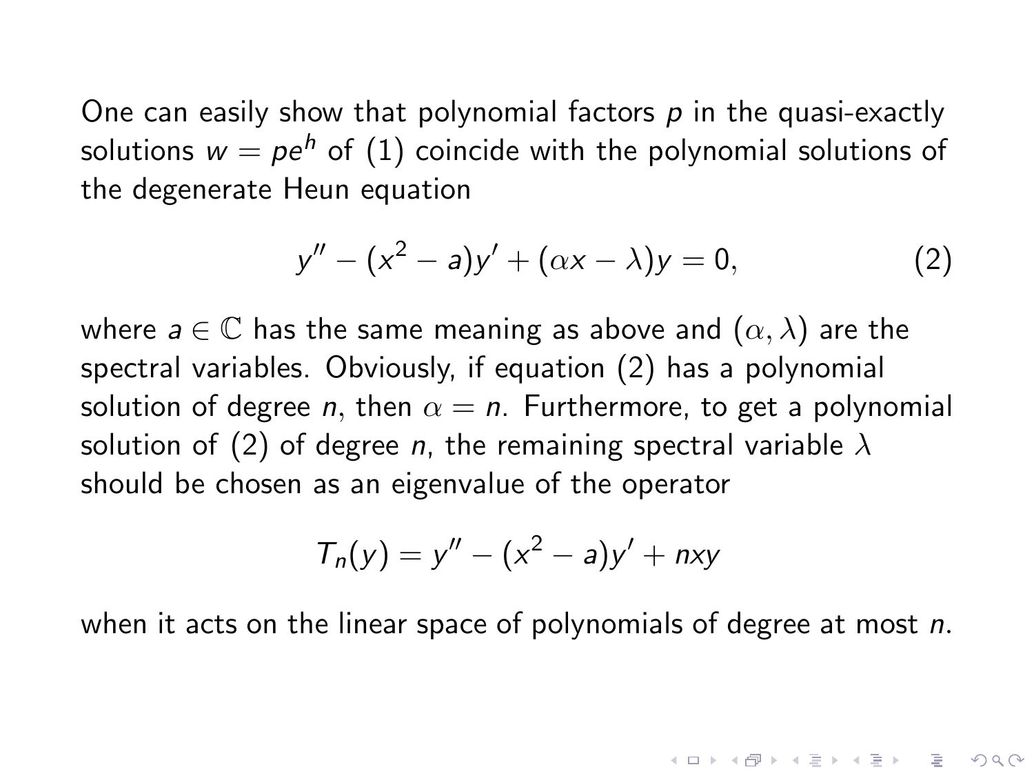One can easily show that polynomial factors $p$ in the quasi-exactly solutions $w = pe^h$ of (1) coincide with the polynomial solutions of the degenerate Heun equation

$$y'' - (x^2 - a)y' + (\alpha x - \lambda)y = 0, \tag{2}$$

where $a \in \mathbb{C}$ has the same meaning as above and $(\alpha, \lambda)$ are the spectral variables. Obviously, if equation (2) has a polynomial solution of degree $n$, then $\alpha = n$. Furthermore, to get a polynomial solution of (2) of degree $n$, the remaining spectral variable $\lambda$ should be chosen as an eigenvalue of the operator

$$T_n(y) = y'' - (x^2 - a)y' + nxy$$

when it acts on the linear space of polynomials of degree at most $n$.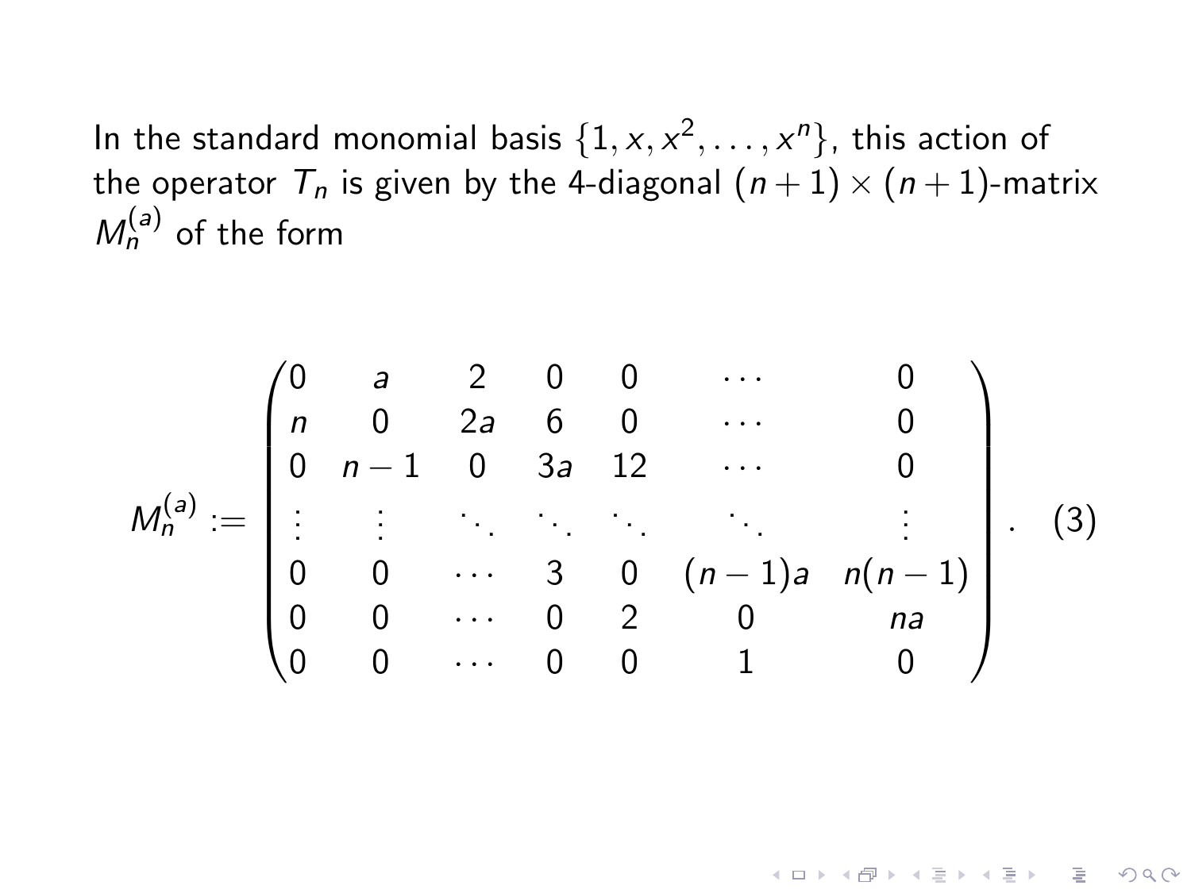In the standard monomial basis $\{1, x, x^2, \ldots, x^n\}$, this action of the operator $T_n$ is given by the 4-diagonal $(n+1) \times (n+1)$-matrix $M_n^{(a)}$ of the form

$$
M_n^{(a)} := \begin{pmatrix}
0 & a & 2 & 0 & 0 & \cdots & 0 \\
n & 0 & 2a & 6 & 0 & \cdots & 0 \\
0 & n-1 & 0 & 3a & 12 & \cdots & 0 \\
\vdots & \vdots & \ddots & \ddots & \ddots & \ddots & \vdots \\
0 & 0 & \cdots & 3 & 0 & (n-1)a & n(n-1) \\
0 & 0 & \cdots & 0 & 2 & 0 & na \\
0 & 0 & \cdots & 0 & 0 & 1 & 0
\end{pmatrix}. \quad (3)
$$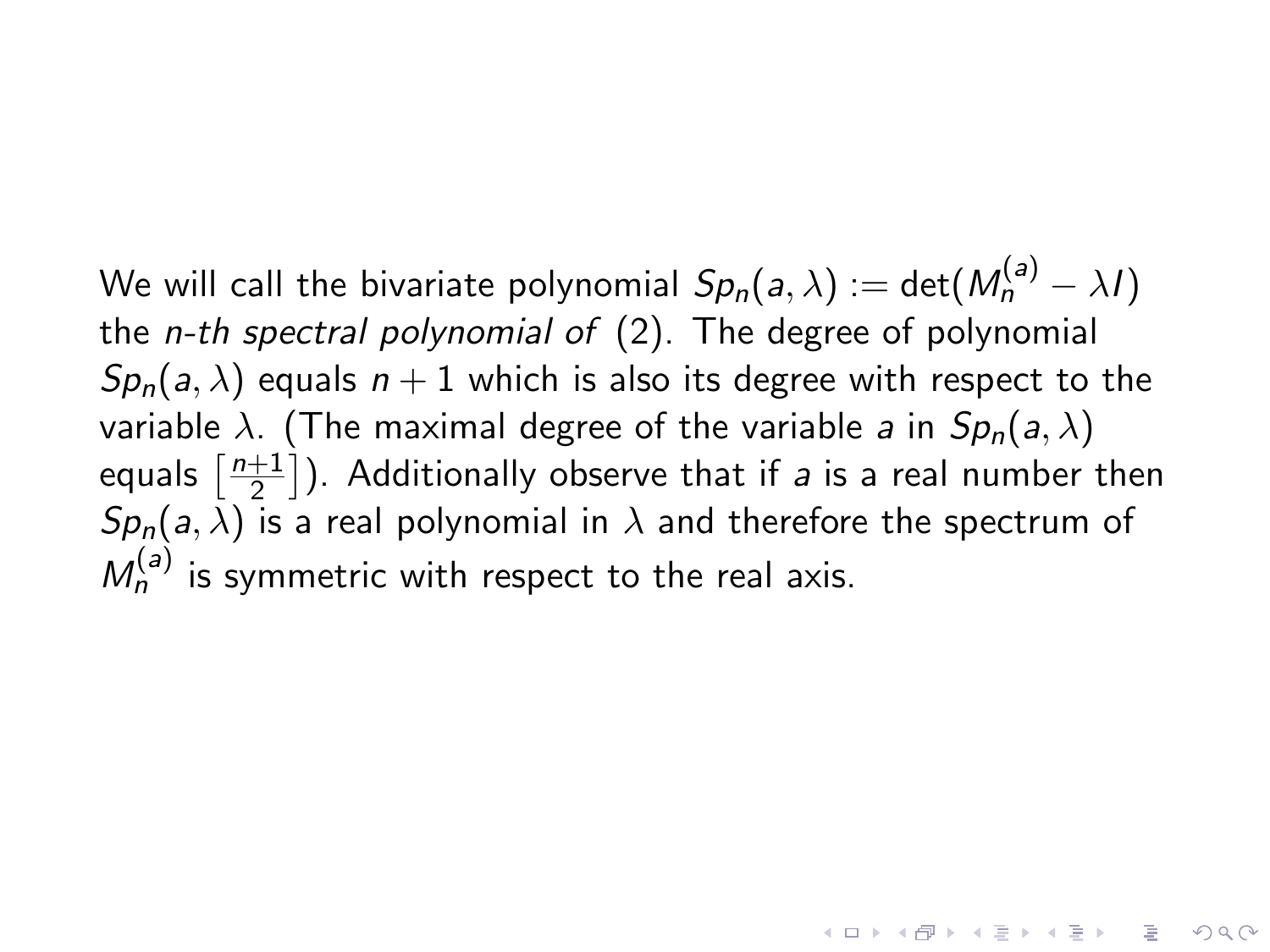We will call the bivariate polynomial $Sp_n(a, \lambda) := \det(M_n^{(a)} - \lambda I)$ the *n-th spectral polynomial of* (2). The degree of polynomial $Sp_n(a, \lambda)$ equals $n + 1$ which is also its degree with respect to the variable $\lambda$. (The maximal degree of the variable $a$ in $Sp_n(a, \lambda)$ equals $\left[\frac{n+1}{2}\right]$). Additionally observe that if $a$ is a real number then $Sp_n(a, \lambda)$ is a real polynomial in $\lambda$ and therefore the spectrum of $M_n^{(a)}$ is symmetric with respect to the real axis.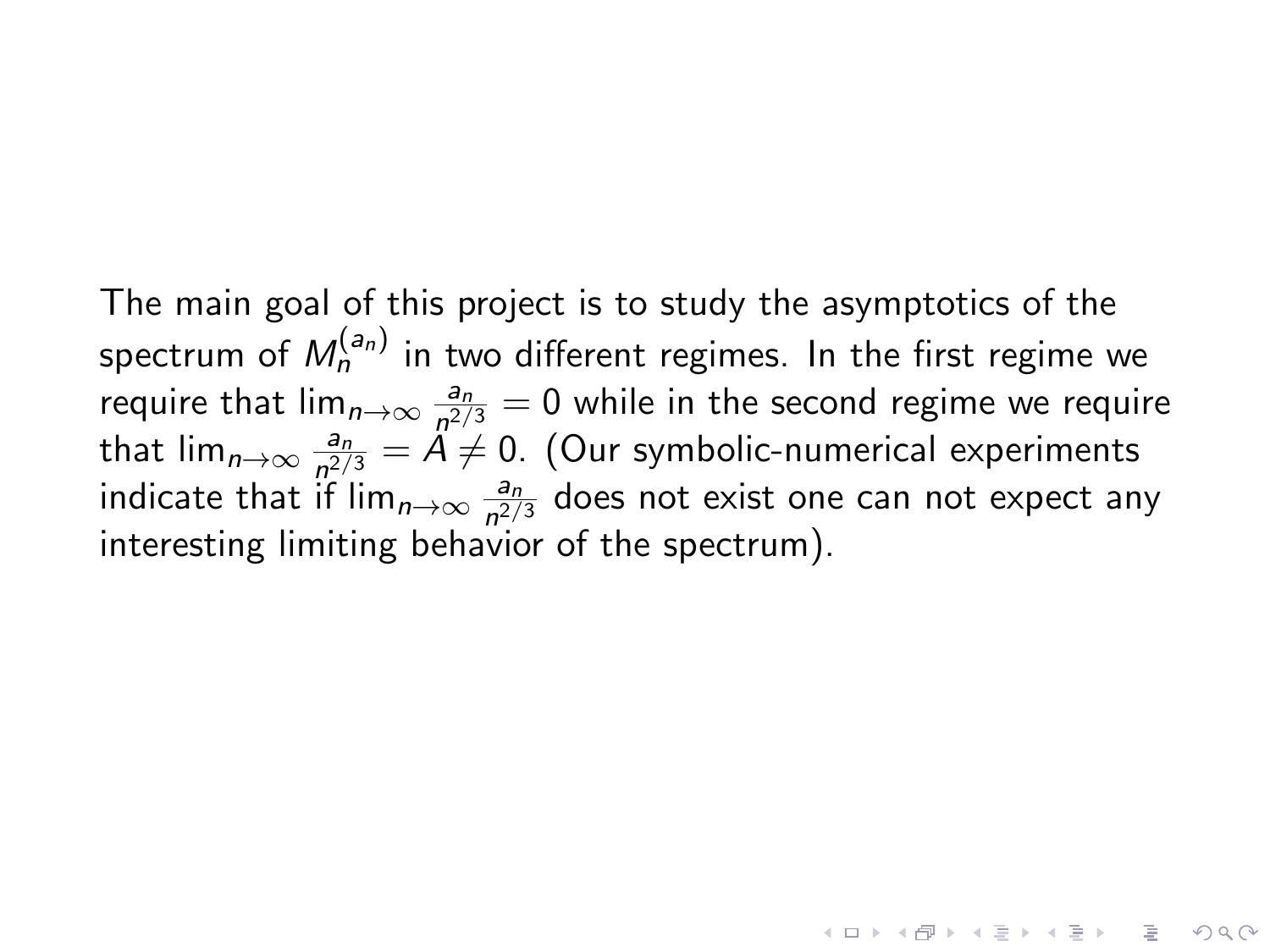The main goal of this project is to study the asymptotics of the spectrum of $M_n^{(a_n)}$ in two different regimes. In the first regime we require that $\lim_{n\to\infty} \frac{a_n}{n^{2/3}} = 0$ while in the second regime we require that $\lim_{n\to\infty} \frac{a_n}{n^{2/3}} = A \neq 0$. (Our symbolic-numerical experiments indicate that if $\lim_{n\to\infty} \frac{a_n}{n^{2/3}}$ does not exist one can not expect any interesting limiting behavior of the spectrum).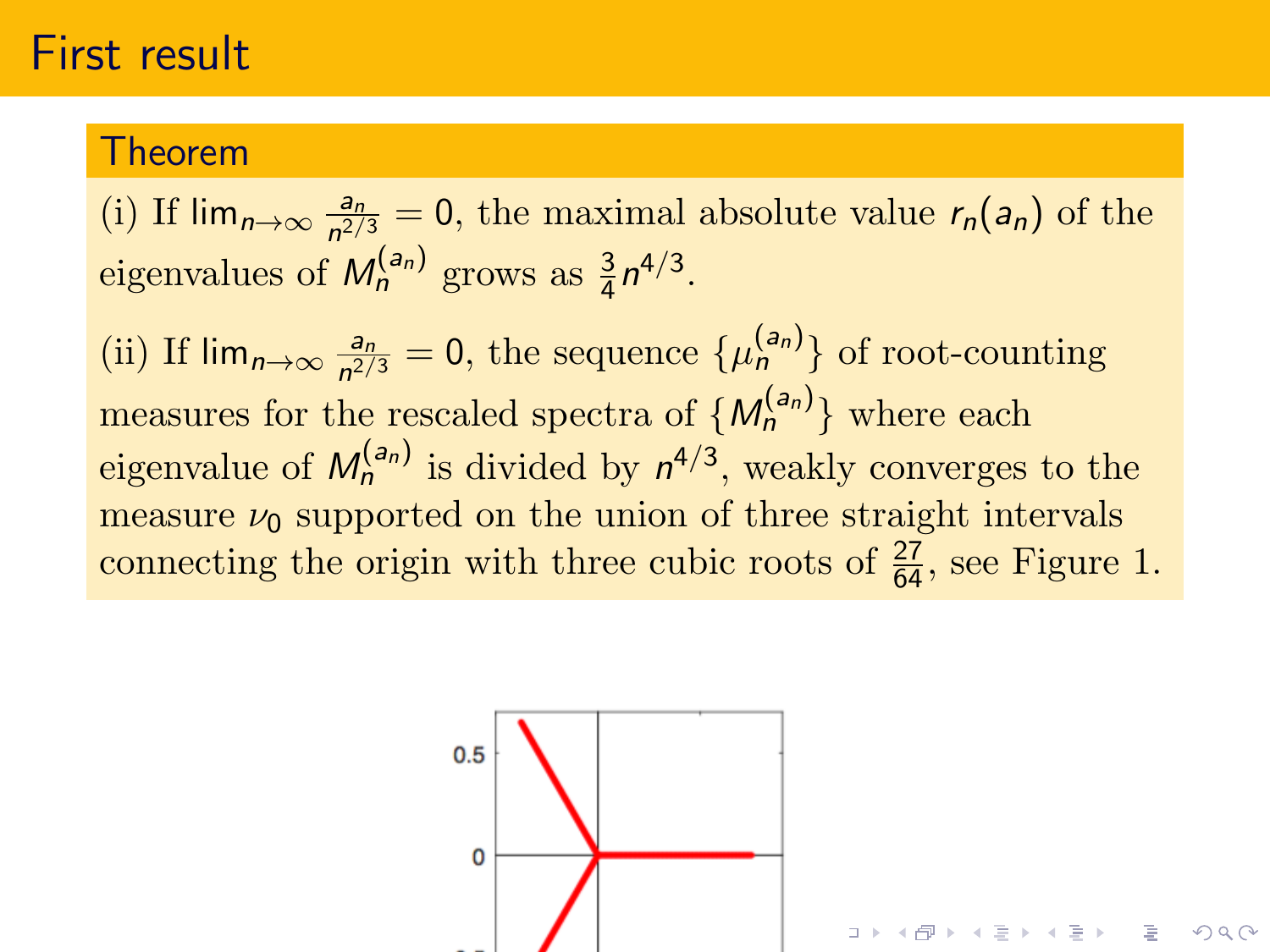# First result

## Theorem

(i) If $\lim_{n\to\infty} \frac{a_n}{n^{2/3}} = 0$, the maximal absolute value $r_n(a_n)$ of the eigenvalues of $M_n^{(a_n)}$ grows as $\frac{3}{4}n^{4/3}$.

(ii) If $\lim_{n\to\infty} \frac{a_n}{n^{2/3}} = 0$, the sequence $\{\mu_n^{(a_n)}\}$ of root-counting measures for the rescaled spectra of $\{M_n^{(a_n)}\}$ where each eigenvalue of $M_n^{(a_n)}$ is divided by $n^{4/3}$, weakly converges to the measure $\nu_0$ supported on the union of three straight intervals connecting the origin with three cubic roots of $\frac{27}{64}$, see Figure 1.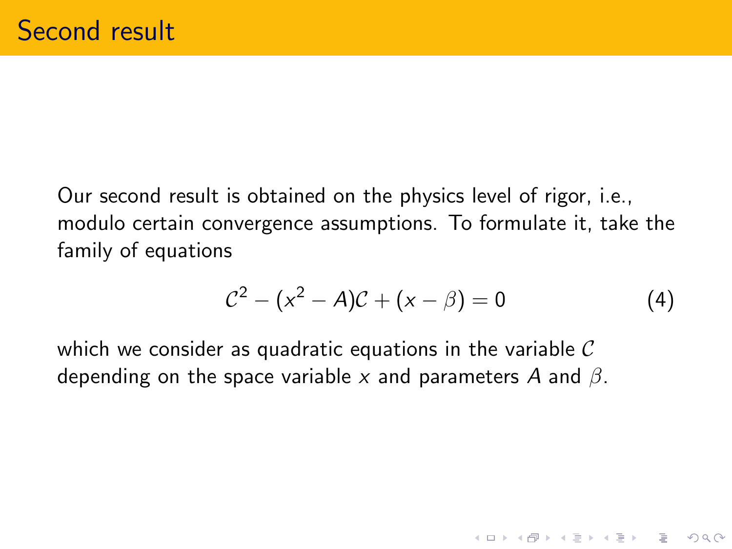# Second result

Our second result is obtained on the physics level of rigor, i.e., modulo certain convergence assumptions. To formulate it, take the family of equations

$$\mathcal{C}^2 - (x^2 - A)\mathcal{C} + (x - \beta) = 0 \tag{4}$$

which we consider as quadratic equations in the variable $\mathcal{C}$ depending on the space variable $x$ and parameters $A$ and $\beta$.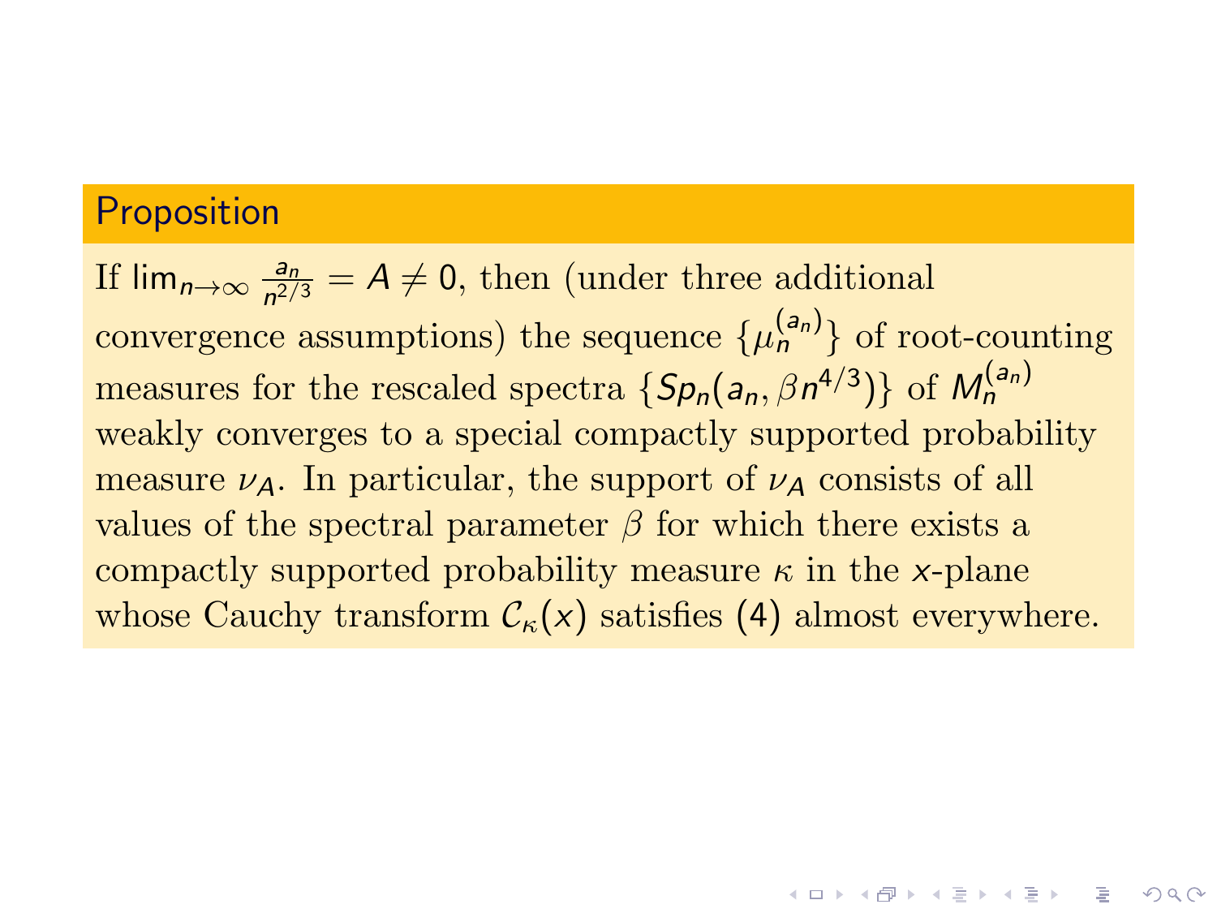**Proposition**

If $\lim_{n\to\infty} \frac{a_n}{n^{2/3}} = A \neq 0$, then (under three additional convergence assumptions) the sequence $\{\mu_n^{(a_n)}\}$ of root-counting measures for the rescaled spectra $\{Sp_n(a_n, \beta n^{4/3})\}$ of $M_n^{(a_n)}$ weakly converges to a special compactly supported probability measure $\nu_A$. In particular, the support of $\nu_A$ consists of all values of the spectral parameter $\beta$ for which there exists a compactly supported probability measure $\kappa$ in the $x$-plane whose Cauchy transform $\mathcal{C}_\kappa(x)$ satisfies (4) almost everywhere.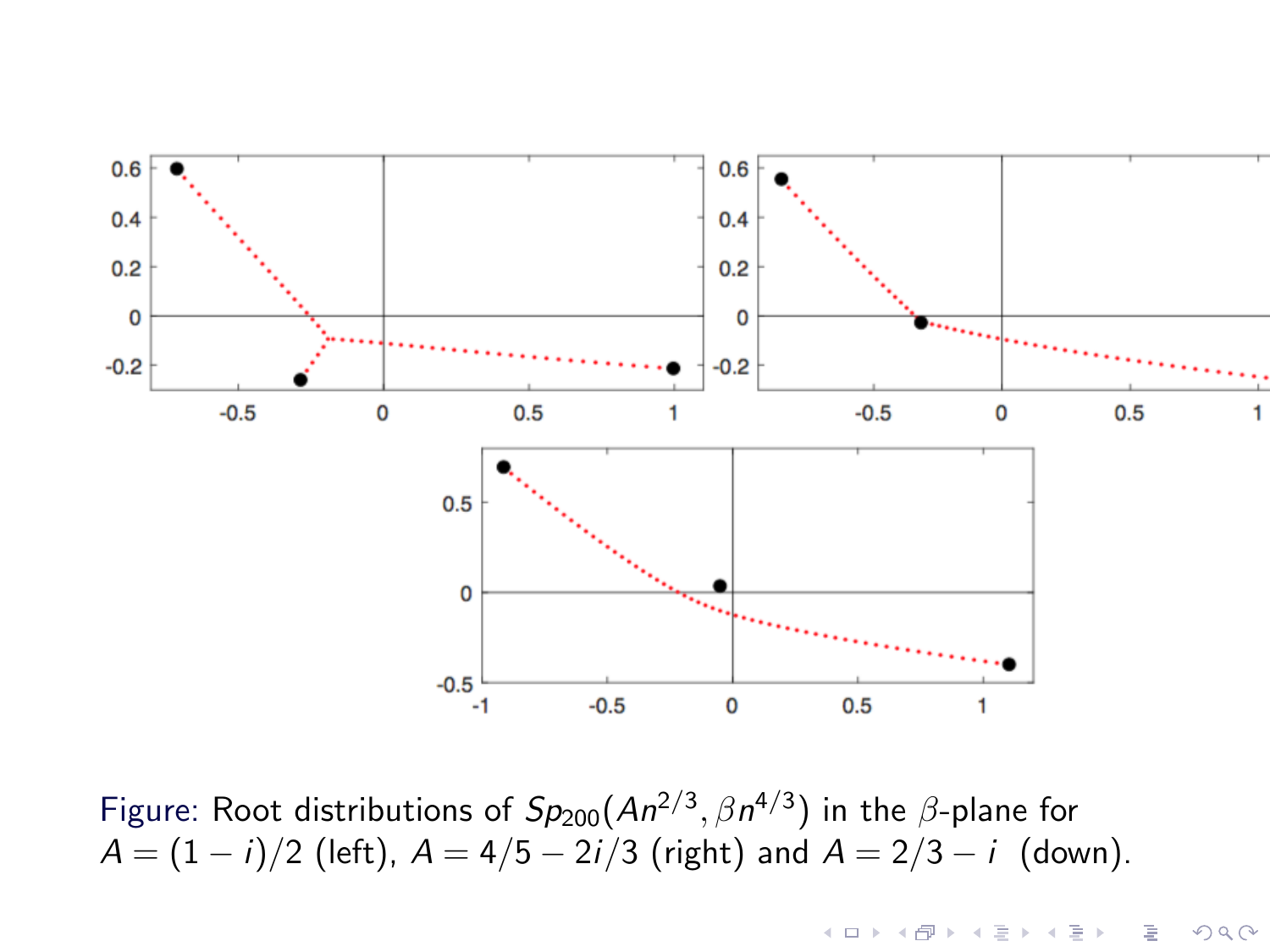Figure: Root distributions of $Sp_{200}(An^{2/3}, \beta n^{4/3})$ in the $\beta$-plane for $A = (1-i)/2$ (left), $A = 4/5 - 2i/3$ (right) and $A = 2/3 - i$ (down).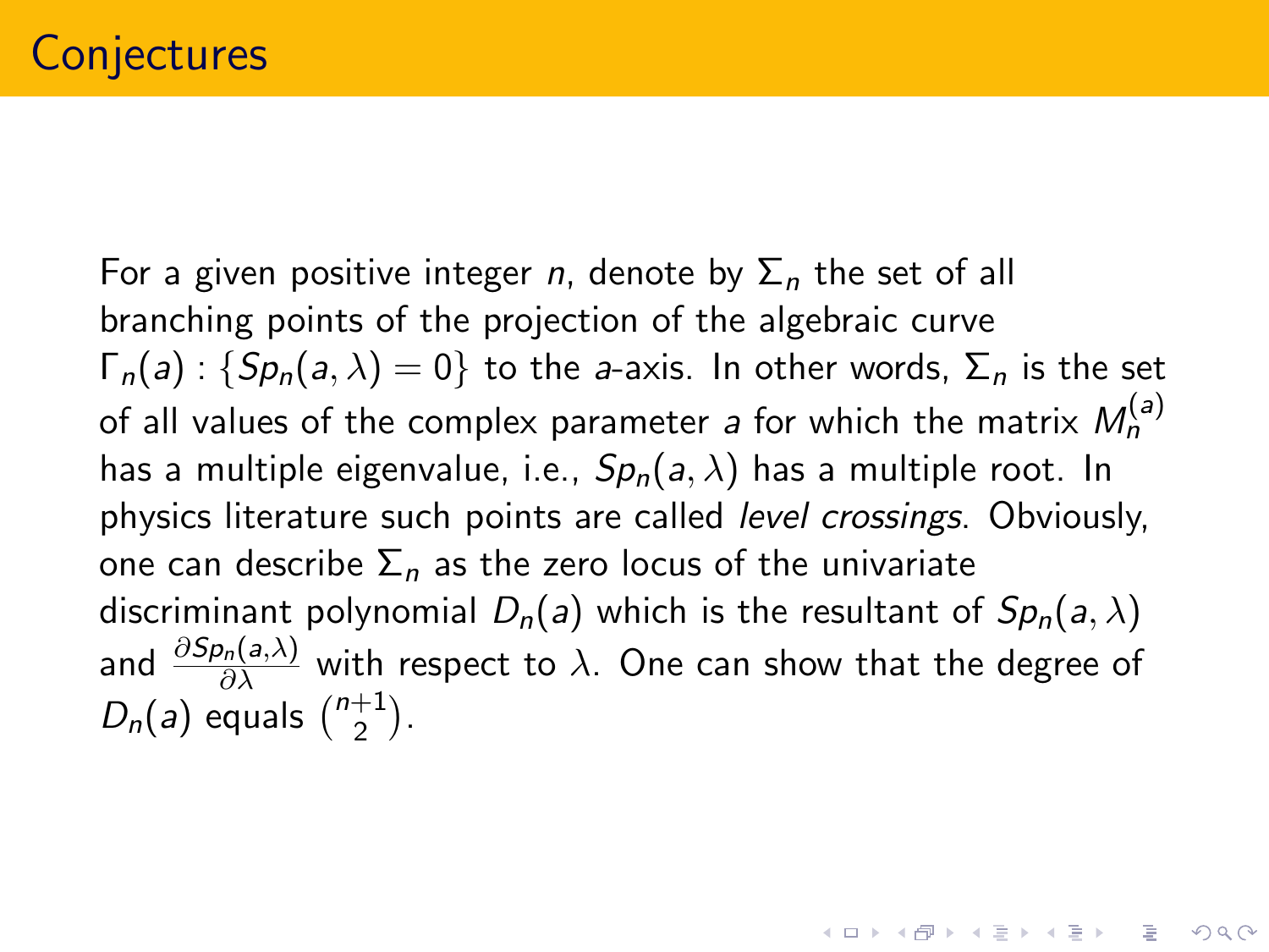# Conjectures

For a given positive integer $n$, denote by $\Sigma_n$ the set of all branching points of the projection of the algebraic curve $\Gamma_n(a) : \{Sp_n(a, \lambda) = 0\}$ to the $a$-axis. In other words, $\Sigma_n$ is the set of all values of the complex parameter $a$ for which the matrix $M_n^{(a)}$ has a multiple eigenvalue, i.e., $Sp_n(a, \lambda)$ has a multiple root. In physics literature such points are called *level crossings*. Obviously, one can describe $\Sigma_n$ as the zero locus of the univariate discriminant polynomial $D_n(a)$ which is the resultant of $Sp_n(a, \lambda)$ and $\frac{\partial Sp_n(a,\lambda)}{\partial \lambda}$ with respect to $\lambda$. One can show that the degree of $D_n(a)$ equals $\binom{n+1}{2}$.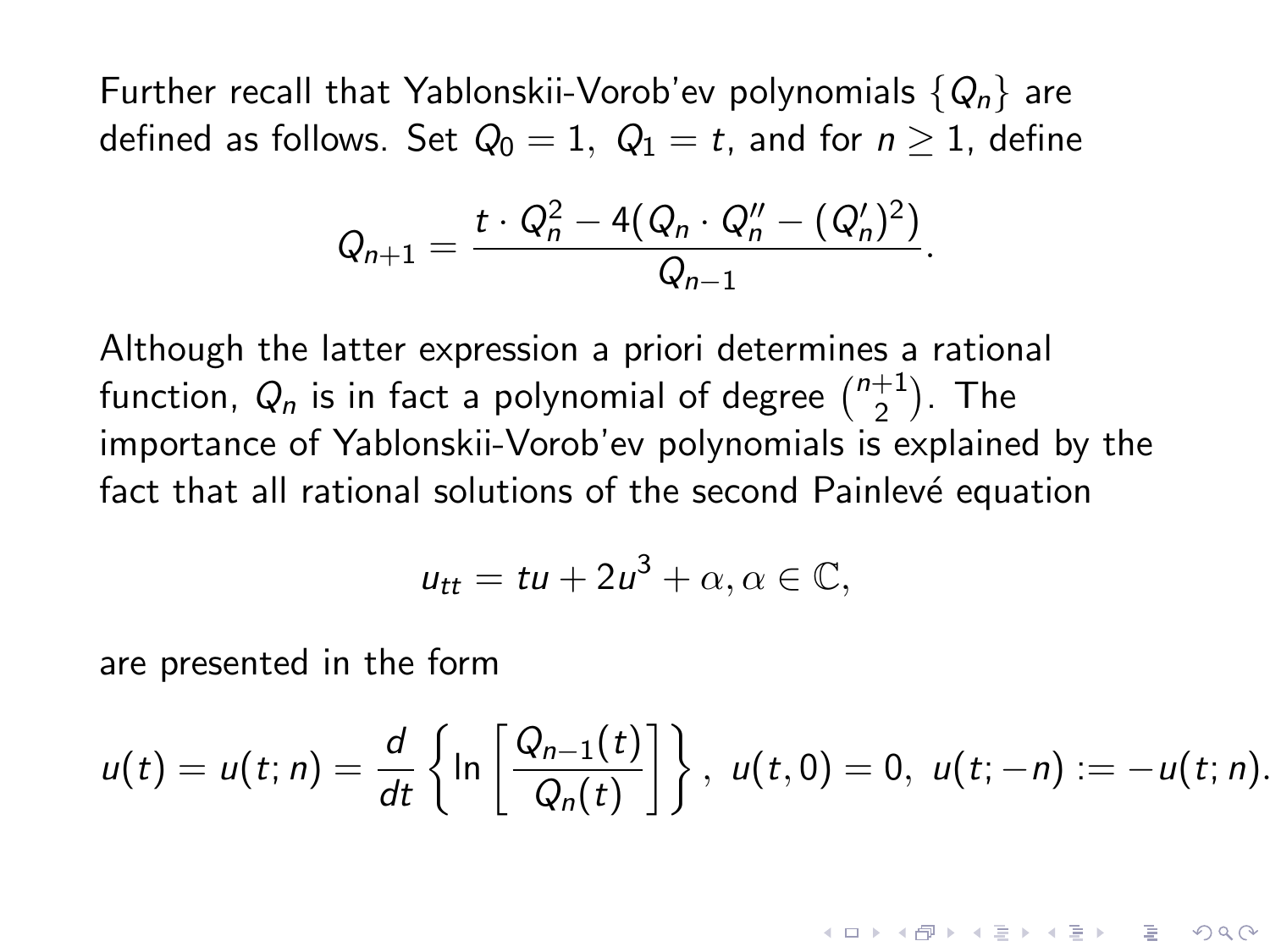Further recall that Yablonskii-Vorob'ev polynomials $\{Q_n\}$ are defined as follows. Set $Q_0 = 1,\ Q_1 = t$, and for $n \geq 1$, define

$$Q_{n+1} = \frac{t \cdot Q_n^2 - 4(Q_n \cdot Q_n'' - (Q_n')^2)}{Q_{n-1}}.$$

Although the latter expression a priori determines a rational function, $Q_n$ is in fact a polynomial of degree $\binom{n+1}{2}$. The importance of Yablonskii-Vorob'ev polynomials is explained by the fact that all rational solutions of the second Painlevé equation

$$u_{tt} = tu + 2u^3 + \alpha, \alpha \in \mathbb{C},$$

are presented in the form

$$u(t) = u(t;n) = \frac{d}{dt}\left\{ \ln\left[\frac{Q_{n-1}(t)}{Q_n(t)}\right]\right\},\ u(t,0) = 0,\ u(t;-n) := -u(t;n).$$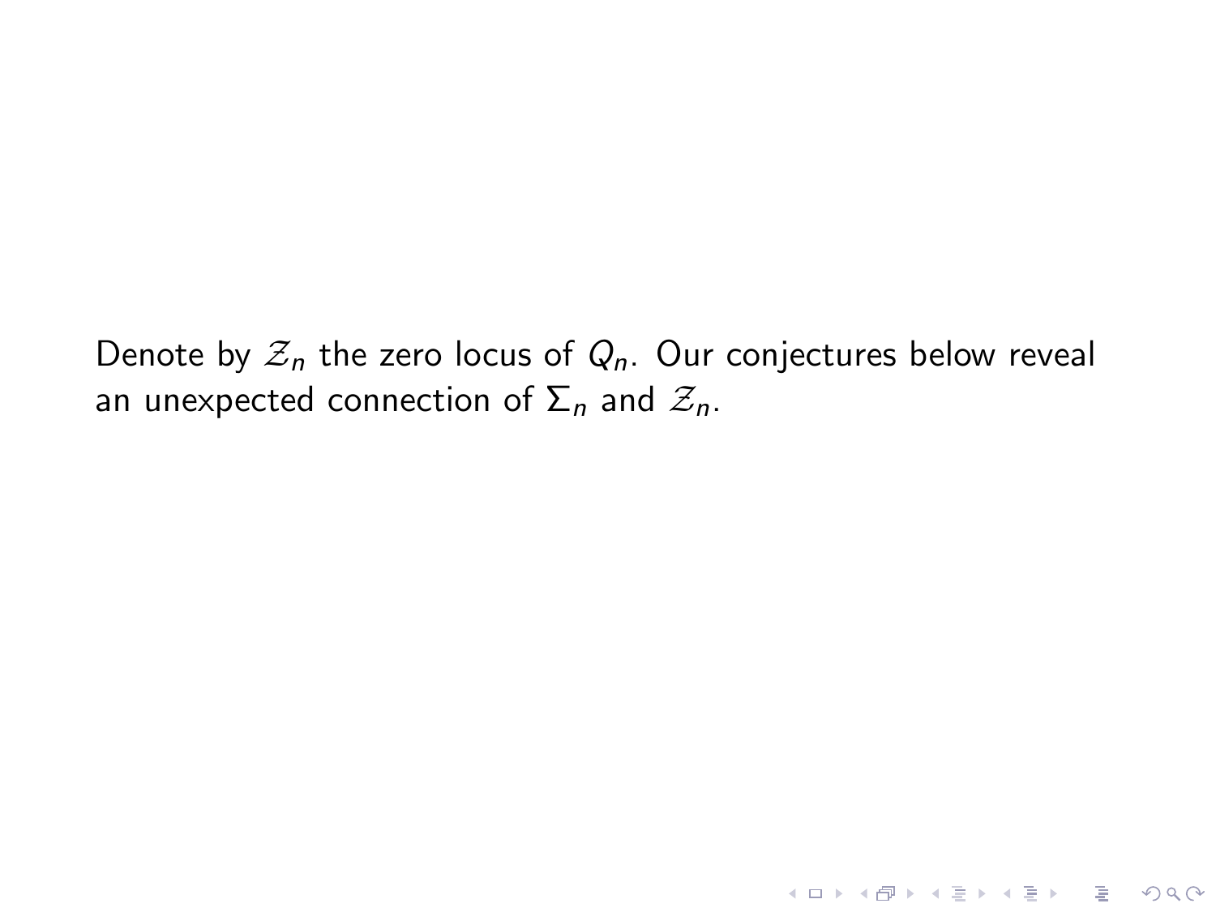Denote by $\mathscr{Z}_n$ the zero locus of $Q_n$. Our conjectures below reveal an unexpected connection of $\Sigma_n$ and $\mathscr{Z}_n$.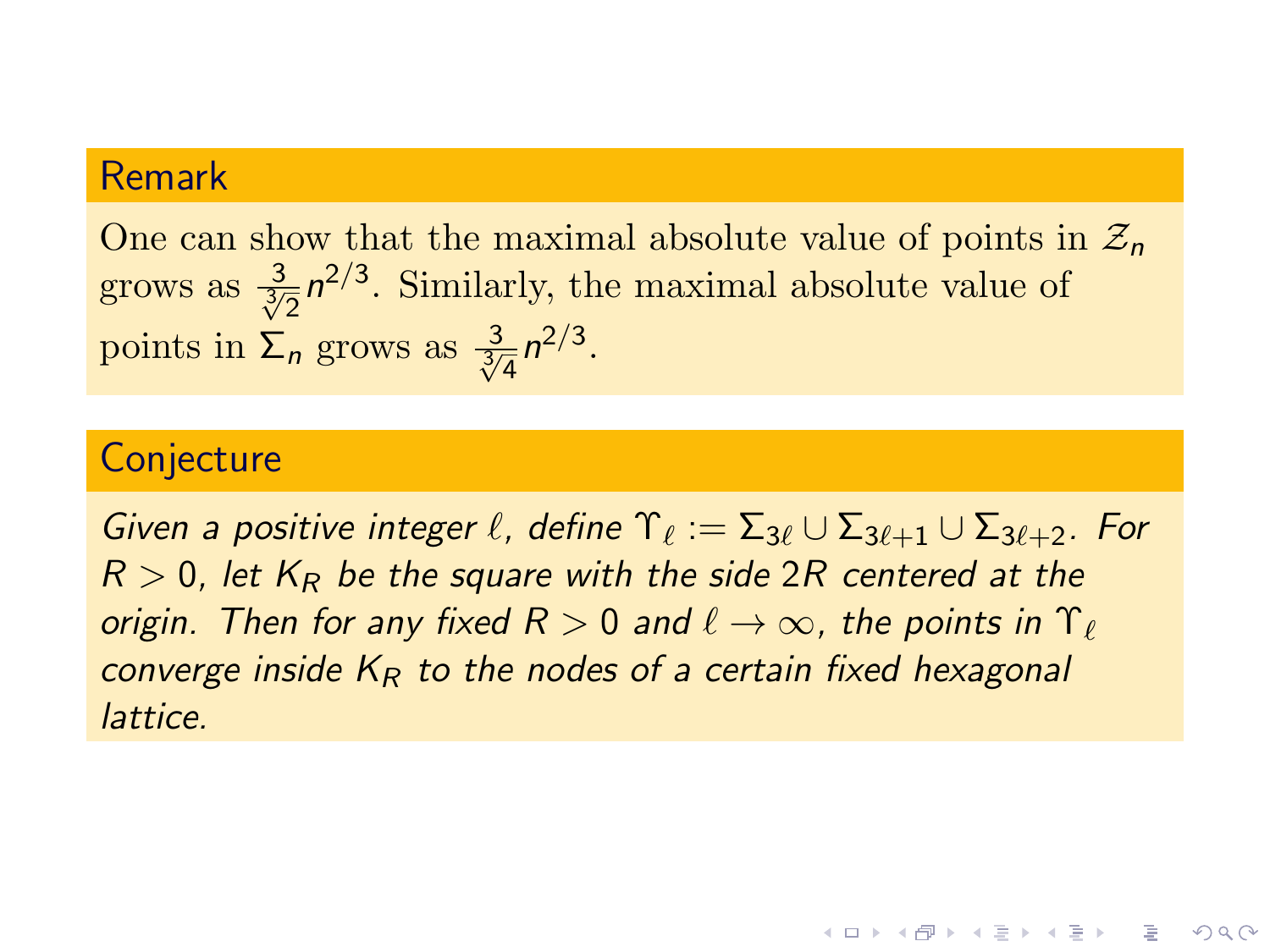**Remark**

One can show that the maximal absolute value of points in $\mathcal{Z}_n$ grows as $\frac{3}{\sqrt[3]{2}} n^{2/3}$. Similarly, the maximal absolute value of points in $\Sigma_n$ grows as $\frac{3}{\sqrt[3]{4}} n^{2/3}$.

**Conjecture**

*Given a positive integer $\ell$, define $\Upsilon_\ell := \Sigma_{3\ell} \cup \Sigma_{3\ell+1} \cup \Sigma_{3\ell+2}$. For $R > 0$, let $K_R$ be the square with the side $2R$ centered at the origin. Then for any fixed $R > 0$ and $\ell \to \infty$, the points in $\Upsilon_\ell$ converge inside $K_R$ to the nodes of a certain fixed hexagonal lattice.*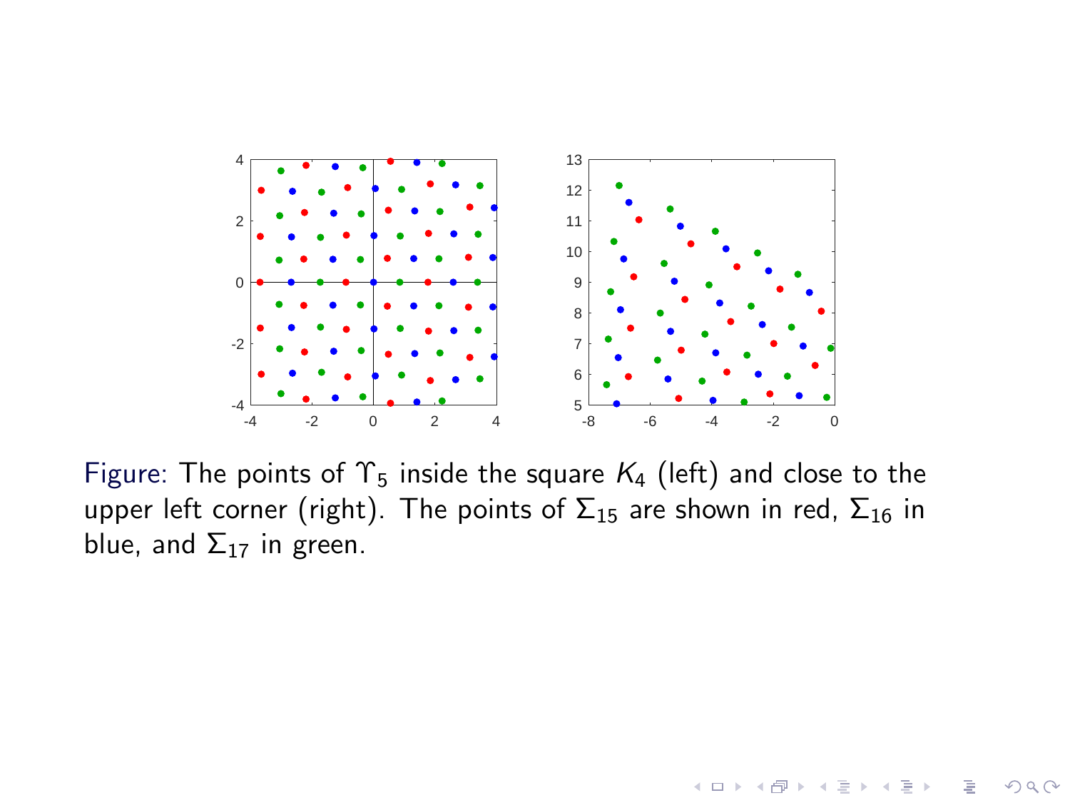Figure: The points of $\Upsilon_5$ inside the square $K_4$ (left) and close to the upper left corner (right). The points of $\Sigma_{15}$ are shown in red, $\Sigma_{16}$ in blue, and $\Sigma_{17}$ in green.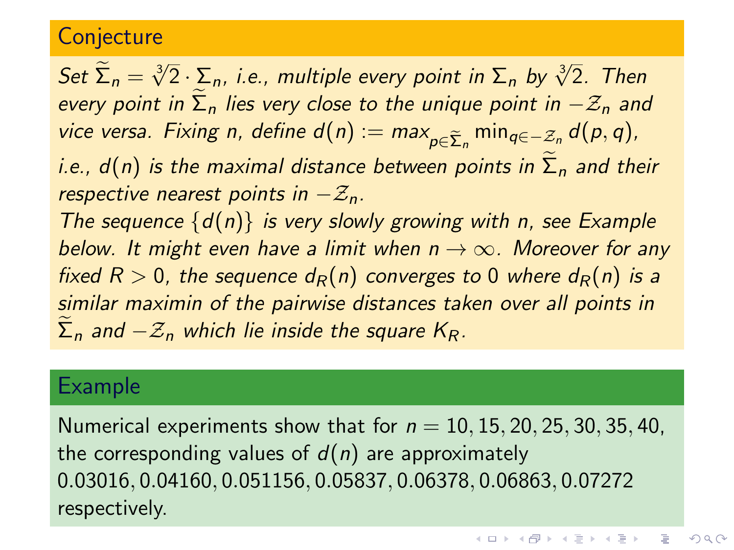## Conjecture

*Set $\widetilde{\Sigma}_n = \sqrt[3]{2} \cdot \Sigma_n$, i.e., multiple every point in $\Sigma_n$ by $\sqrt[3]{2}$. Then every point in $\widetilde{\Sigma}_n$ lies very close to the unique point in $-\mathcal{Z}_n$ and vice versa. Fixing $n$, define $d(n) := max_{p \in \widetilde{\Sigma}_n} \min_{q \in -\mathcal{Z}_n} d(p, q)$, i.e., $d(n)$ is the maximal distance between points in $\widetilde{\Sigma}_n$ and their respective nearest points in $-\mathcal{Z}_n$.*

*The sequence $\{d(n)\}$ is very slowly growing with $n$, see Example below. It might even have a limit when $n \to \infty$. Moreover for any fixed $R > 0$, the sequence $d_R(n)$ converges to $0$ where $d_R(n)$ is a similar maximin of the pairwise distances taken over all points in $\widetilde{\Sigma}_n$ and $-\mathcal{Z}_n$ which lie inside the square $K_R$.*

## Example

Numerical experiments show that for $n = 10, 15, 20, 25, 30, 35, 40$, the corresponding values of $d(n)$ are approximately $0.03016, 0.04160, 0.051156, 0.05837, 0.06378, 0.06863, 0.07272$ respectively.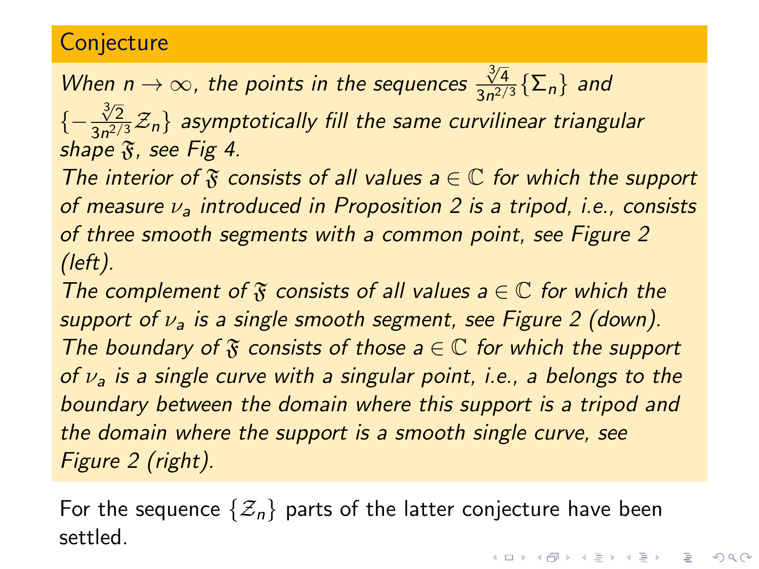## Conjecture

*When $n \to \infty$, the points in the sequences $\frac{\sqrt[3]{4}}{3n^{2/3}}\{\Sigma_n\}$ and $\{-\frac{\sqrt[3]{2}}{3n^{2/3}}\mathcal{Z}_n\}$ asymptotically fill the same curvilinear triangular shape $\mathfrak{F}$, see Fig 4.*

*The interior of $\mathfrak{F}$ consists of all values $a \in \mathbb{C}$ for which the support of measure $\nu_a$ introduced in Proposition 2 is a tripod, i.e., consists of three smooth segments with a common point, see Figure 2 (left).*

*The complement of $\mathfrak{F}$ consists of all values $a \in \mathbb{C}$ for which the support of $\nu_a$ is a single smooth segment, see Figure 2 (down).*

*The boundary of $\mathfrak{F}$ consists of those $a \in \mathbb{C}$ for which the support of $\nu_a$ is a single curve with a singular point, i.e., a belongs to the boundary between the domain where this support is a tripod and the domain where the support is a smooth single curve, see Figure 2 (right).*

For the sequence $\{\mathcal{Z}_n\}$ parts of the latter conjecture have been settled.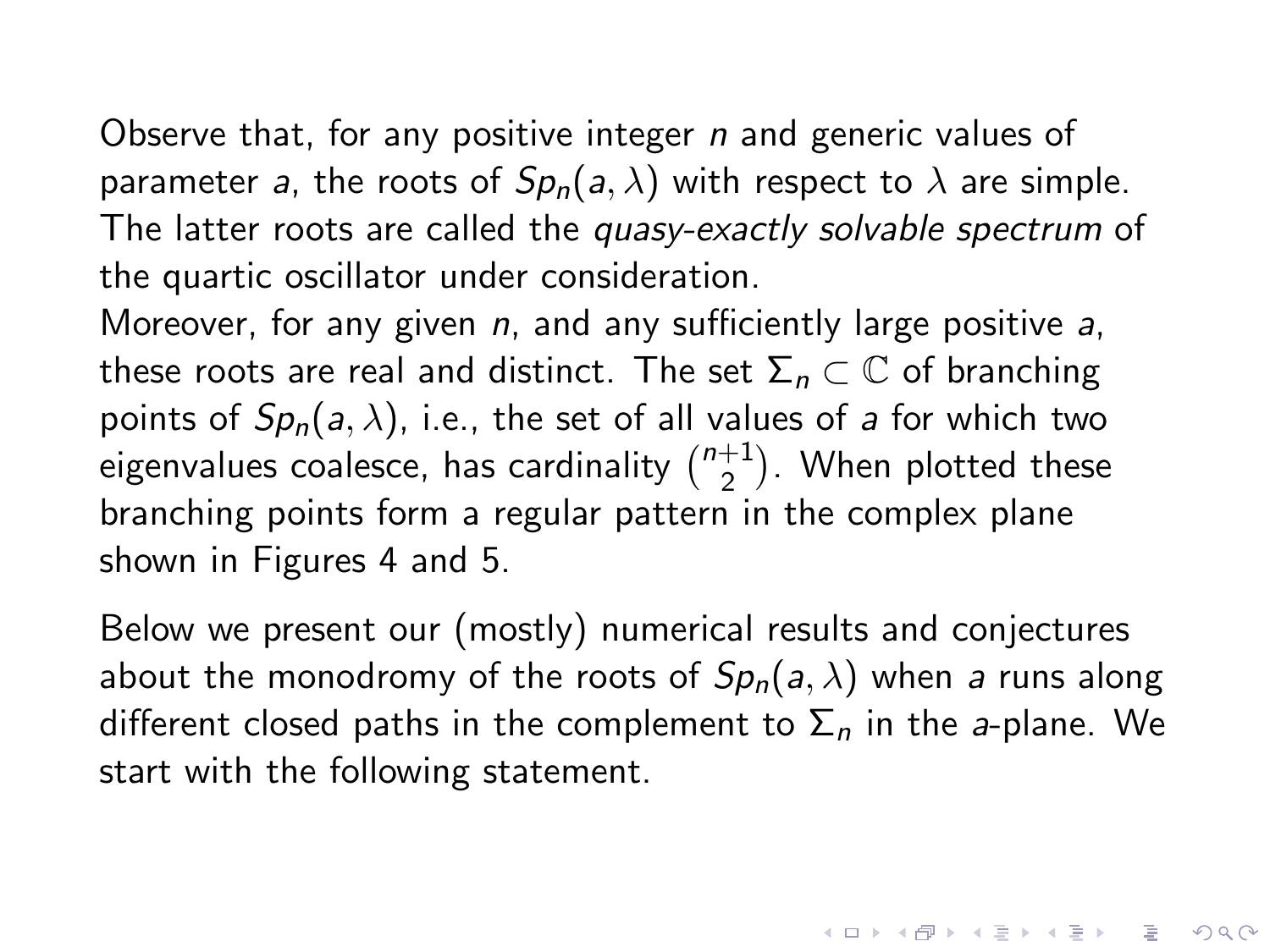Observe that, for any positive integer $n$ and generic values of parameter $a$, the roots of $Sp_n(a, \lambda)$ with respect to $\lambda$ are simple. The latter roots are called the *quasy-exactly solvable spectrum* of the quartic oscillator under consideration.

Moreover, for any given $n$, and any sufficiently large positive $a$, these roots are real and distinct. The set $\Sigma_n \subset \mathbb{C}$ of branching points of $Sp_n(a, \lambda)$, i.e., the set of all values of $a$ for which two eigenvalues coalesce, has cardinality $\binom{n+1}{2}$. When plotted these branching points form a regular pattern in the complex plane shown in Figures 4 and 5.

Below we present our (mostly) numerical results and conjectures about the monodromy of the roots of $Sp_n(a, \lambda)$ when $a$ runs along different closed paths in the complement to $\Sigma_n$ in the $a$-plane. We start with the following statement.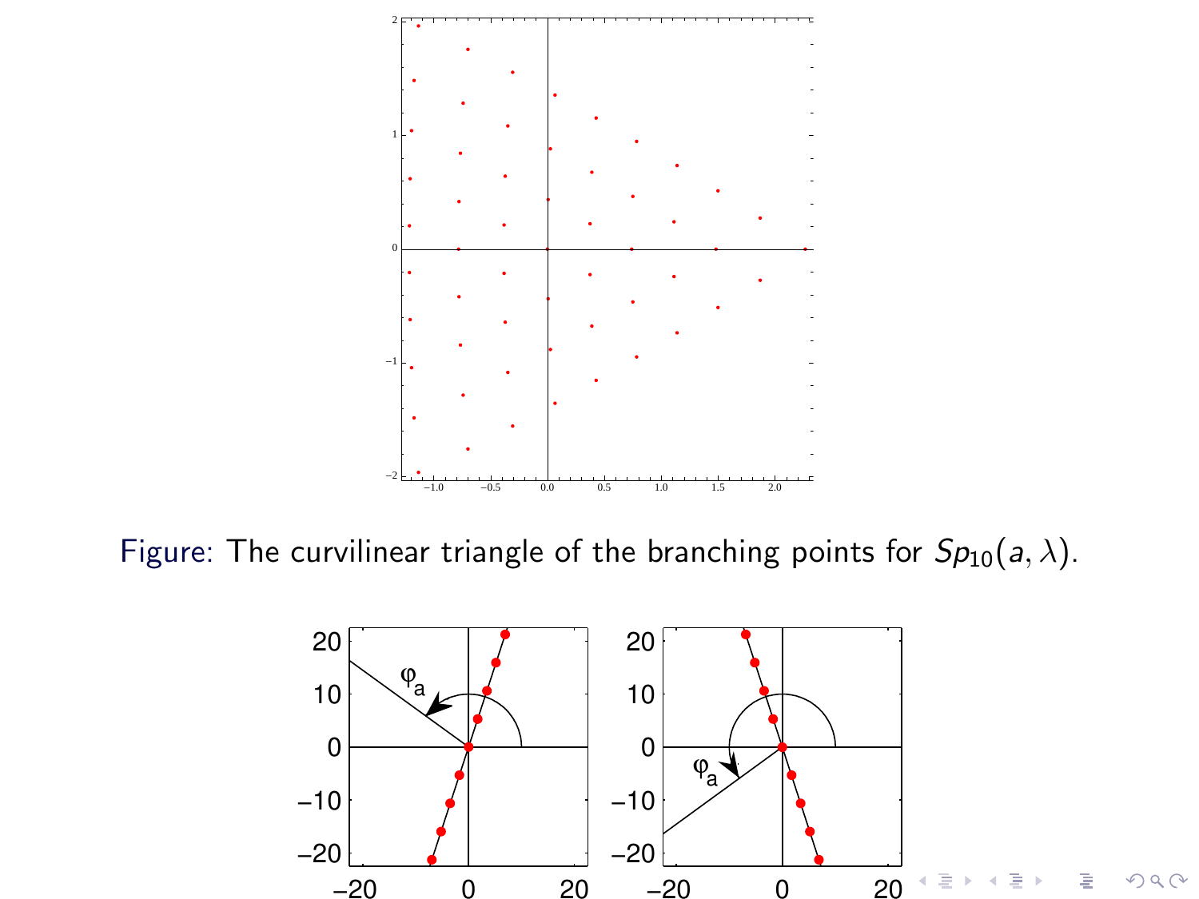Figure: The curvilinear triangle of the branching points for $Sp_{10}(a, \lambda)$.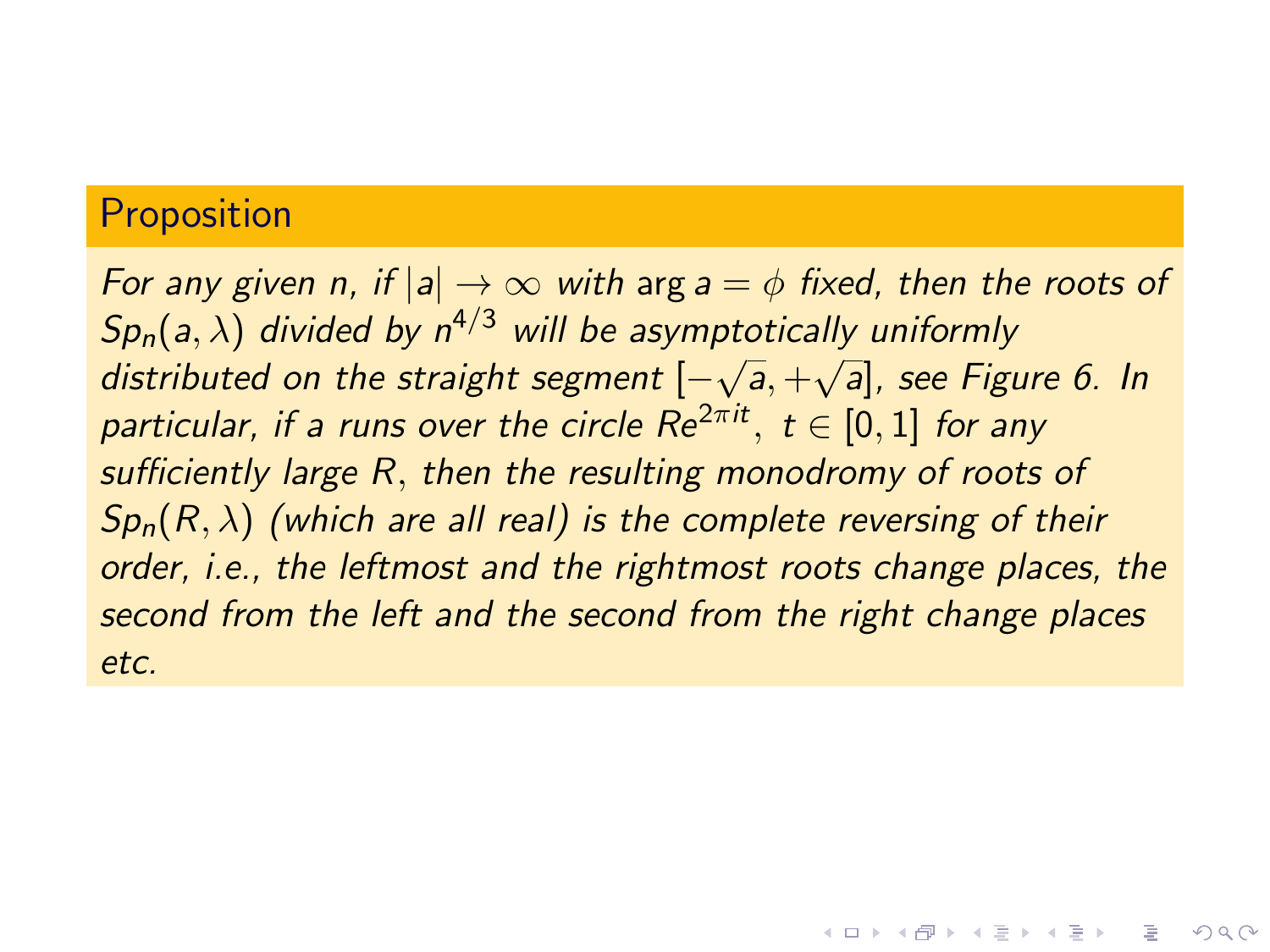**Proposition**

*For any given n, if $|a| \to \infty$ with $\arg a = \phi$ fixed, then the roots of $Sp_n(a, \lambda)$ divided by $n^{4/3}$ will be asymptotically uniformly distributed on the straight segment $[-\sqrt{a}, +\sqrt{a}]$, see Figure 6. In particular, if a runs over the circle $Re^{2\pi it}$, $t \in [0, 1]$ for any sufficiently large $R$, then the resulting monodromy of roots of $Sp_n(R, \lambda)$ (which are all real) is the complete reversing of their order, i.e., the leftmost and the rightmost roots change places, the second from the left and the second from the right change places etc.*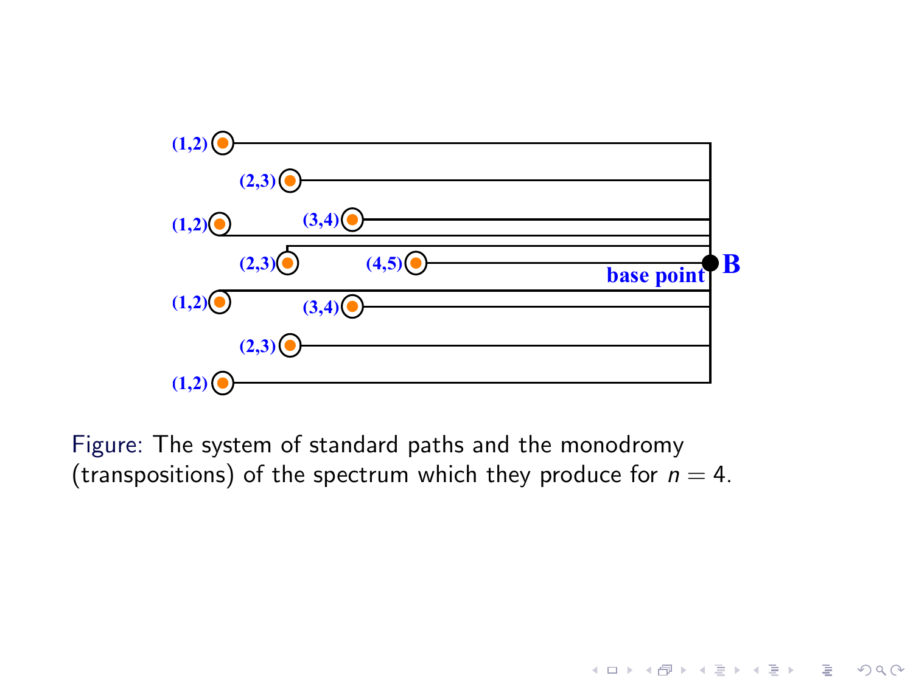Figure: The system of standard paths and the monodromy (transpositions) of the spectrum which they produce for $n = 4$.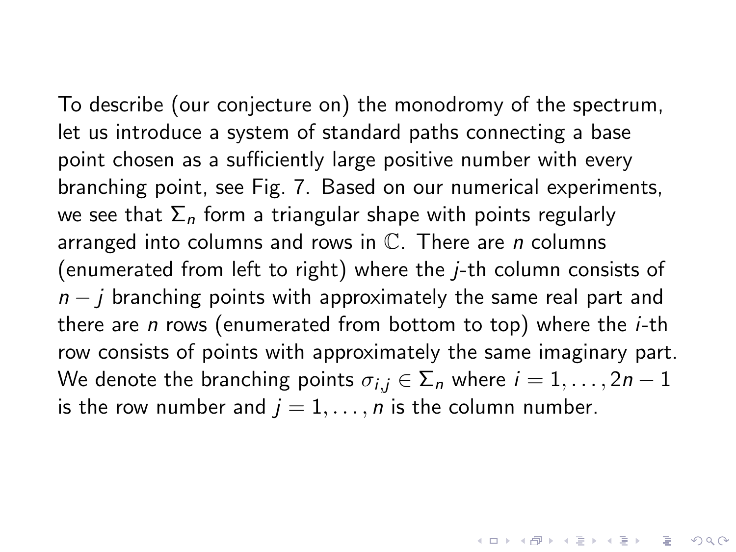To describe (our conjecture on) the monodromy of the spectrum, let us introduce a system of standard paths connecting a base point chosen as a sufficiently large positive number with every branching point, see Fig. 7. Based on our numerical experiments, we see that $\Sigma_n$ form a triangular shape with points regularly arranged into columns and rows in $\mathbb{C}$. There are $n$ columns (enumerated from left to right) where the $j$-th column consists of $n-j$ branching points with approximately the same real part and there are $n$ rows (enumerated from bottom to top) where the $i$-th row consists of points with approximately the same imaginary part. We denote the branching points $\sigma_{i,j} \in \Sigma_n$ where $i = 1, \ldots, 2n-1$ is the row number and $j = 1, \ldots, n$ is the column number.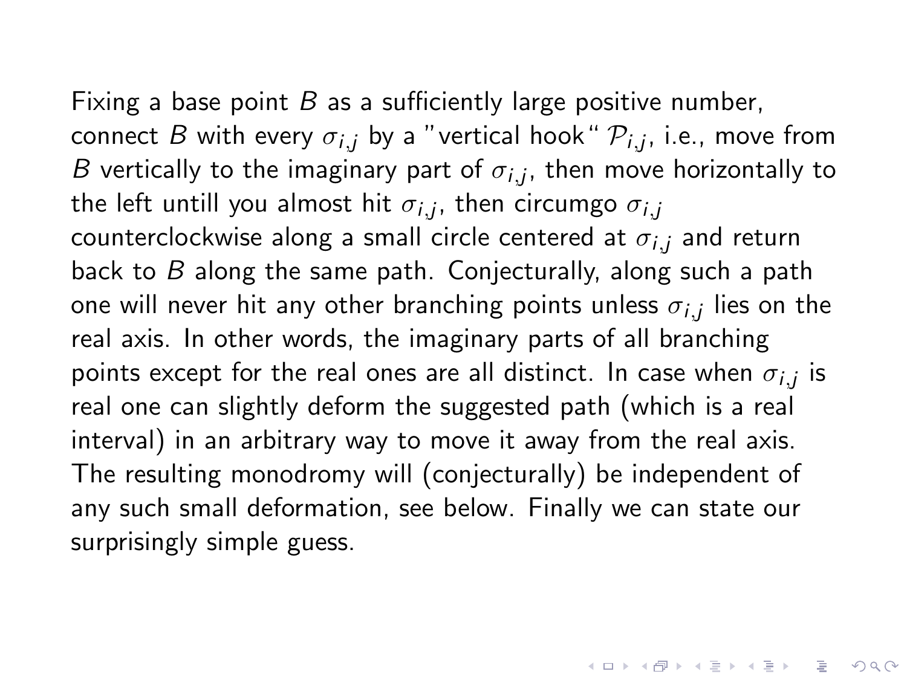Fixing a base point $B$ as a sufficiently large positive number, connect $B$ with every $\sigma_{i,j}$ by a "vertical hook" $\mathcal{P}_{i,j}$, i.e., move from $B$ vertically to the imaginary part of $\sigma_{i,j}$, then move horizontally to the left untill you almost hit $\sigma_{i,j}$, then circumgo $\sigma_{i,j}$ counterclockwise along a small circle centered at $\sigma_{i,j}$ and return back to $B$ along the same path. Conjecturally, along such a path one will never hit any other branching points unless $\sigma_{i,j}$ lies on the real axis. In other words, the imaginary parts of all branching points except for the real ones are all distinct. In case when $\sigma_{i,j}$ is real one can slightly deform the suggested path (which is a real interval) in an arbitrary way to move it away from the real axis. The resulting monodromy will (conjecturally) be independent of any such small deformation, see below. Finally we can state our surprisingly simple guess.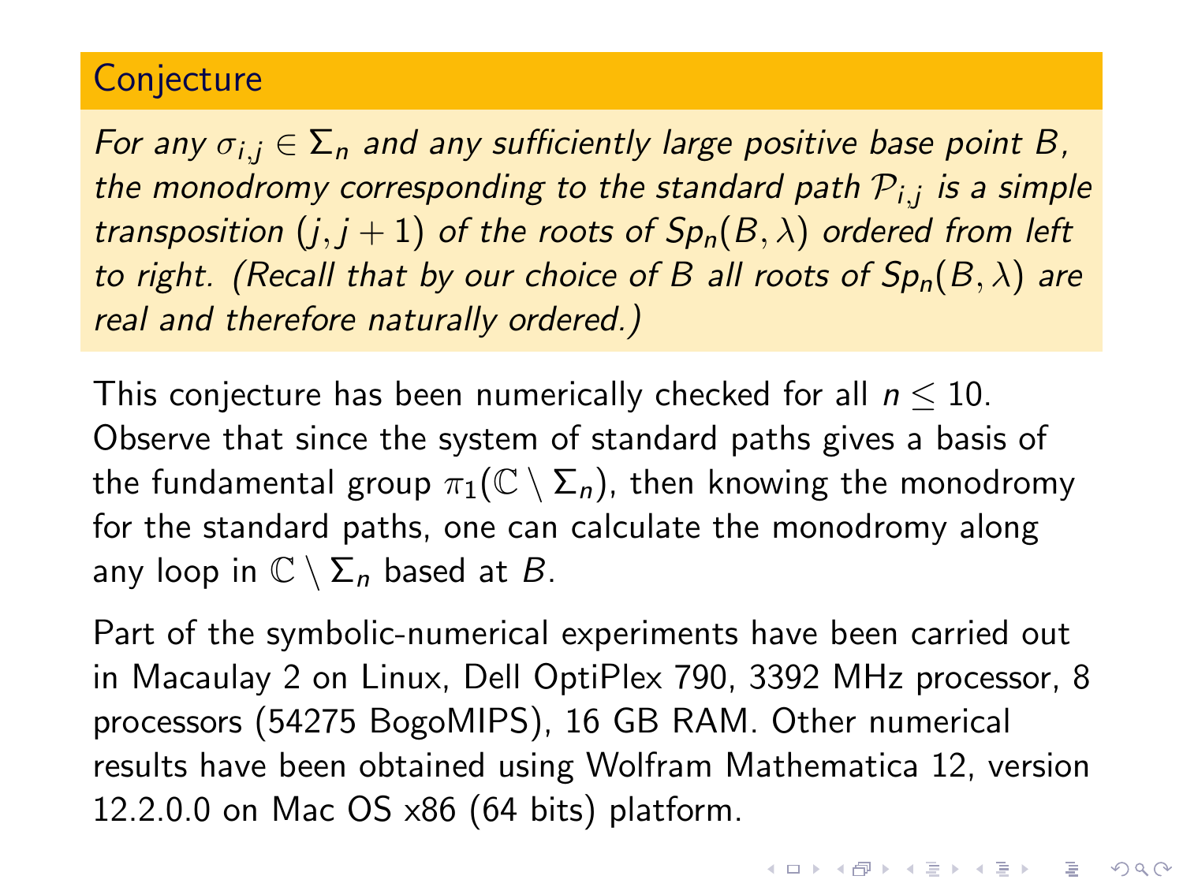**Conjecture**

*For any $\sigma_{i,j} \in \Sigma_n$ and any sufficiently large positive base point $B$, the monodromy corresponding to the standard path $\mathcal{P}_{i,j}$ is a simple transposition $(j, j+1)$ of the roots of $Sp_n(B, \lambda)$ ordered from left to right. (Recall that by our choice of $B$ all roots of $Sp_n(B, \lambda)$ are real and therefore naturally ordered.)*

This conjecture has been numerically checked for all $n \leq 10$. Observe that since the system of standard paths gives a basis of the fundamental group $\pi_1(\mathbb{C} \setminus \Sigma_n)$, then knowing the monodromy for the standard paths, one can calculate the monodromy along any loop in $\mathbb{C} \setminus \Sigma_n$ based at $B$.

Part of the symbolic-numerical experiments have been carried out in Macaulay 2 on Linux, Dell OptiPlex 790, 3392 MHz processor, 8 processors (54275 BogoMIPS), 16 GB RAM. Other numerical results have been obtained using Wolfram Mathematica 12, version 12.2.0.0 on Mac OS x86 (64 bits) platform.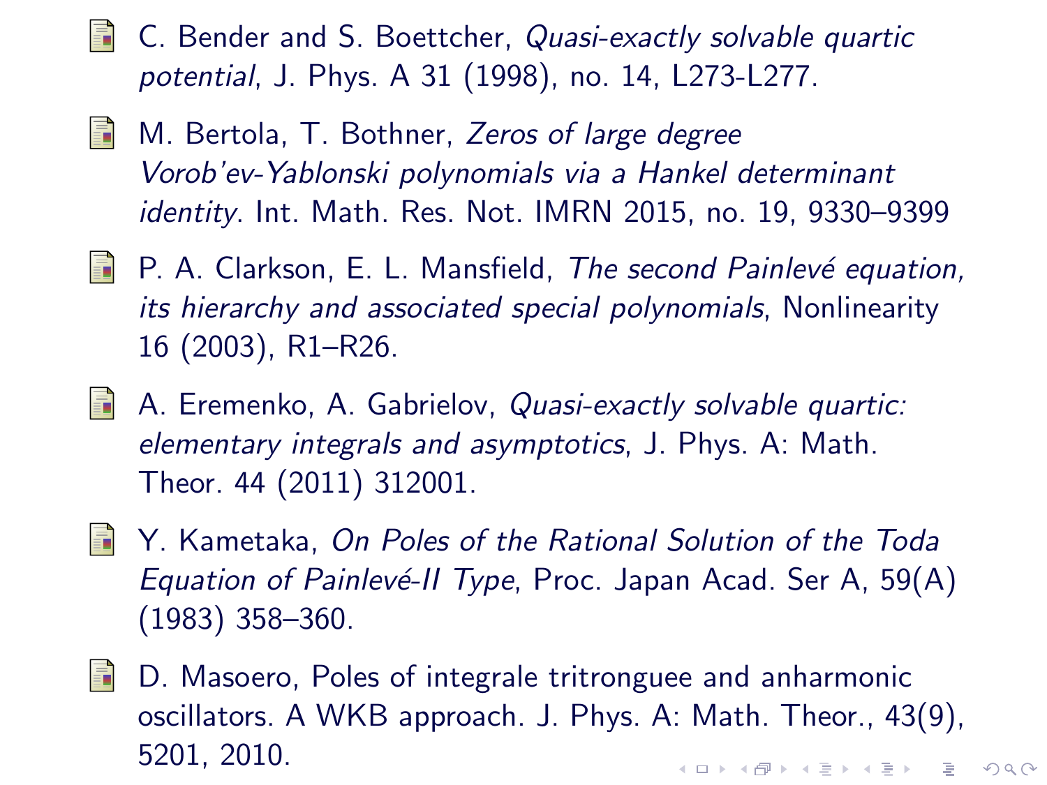- C. Bender and S. Boettcher, *Quasi-exactly solvable quartic potential*, J. Phys. A 31 (1998), no. 14, L273-L277.
- M. Bertola, T. Bothner, *Zeros of large degree Vorob'ev-Yablonski polynomials via a Hankel determinant identity*. Int. Math. Res. Not. IMRN 2015, no. 19, 9330–9399
- P. A. Clarkson, E. L. Mansfield, *The second Painlevé equation, its hierarchy and associated special polynomials*, Nonlinearity 16 (2003), R1–R26.
- A. Eremenko, A. Gabrielov, *Quasi-exactly solvable quartic: elementary integrals and asymptotics*, J. Phys. A: Math. Theor. 44 (2011) 312001.
- Y. Kametaka, *On Poles of the Rational Solution of the Toda Equation of Painlevé-II Type*, Proc. Japan Acad. Ser A, 59(A) (1983) 358–360.
- D. Masoero, Poles of integrale tritronguee and anharmonic oscillators. A WKB approach. J. Phys. A: Math. Theor., 43(9), 5201, 2010.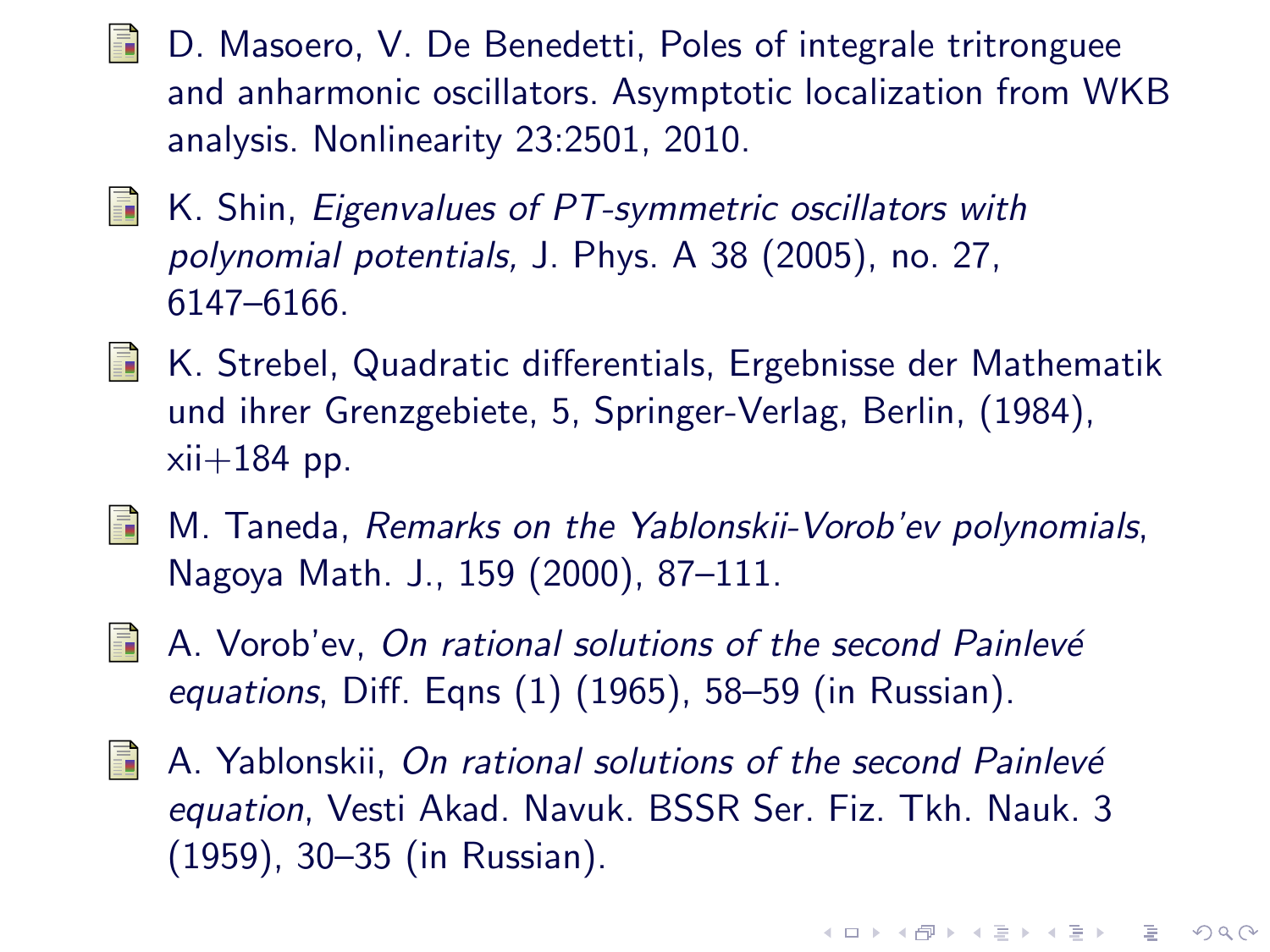- D. Masoero, V. De Benedetti, Poles of integrale tritronguee and anharmonic oscillators. Asymptotic localization from WKB analysis. Nonlinearity 23:2501, 2010.
- K. Shin, *Eigenvalues of PT-symmetric oscillators with polynomial potentials,* J. Phys. A 38 (2005), no. 27, 6147–6166.
- K. Strebel, Quadratic differentials, Ergebnisse der Mathematik und ihrer Grenzgebiete, 5, Springer-Verlag, Berlin, (1984), xii+184 pp.
- M. Taneda, *Remarks on the Yablonskii-Vorob'ev polynomials*, Nagoya Math. J., 159 (2000), 87–111.
- A. Vorob'ev, *On rational solutions of the second Painlevé equations*, Diff. Eqns (1) (1965), 58–59 (in Russian).
- A. Yablonskii, *On rational solutions of the second Painlevé equation*, Vesti Akad. Navuk. BSSR Ser. Fiz. Tkh. Nauk. 3 (1959), 30–35 (in Russian).